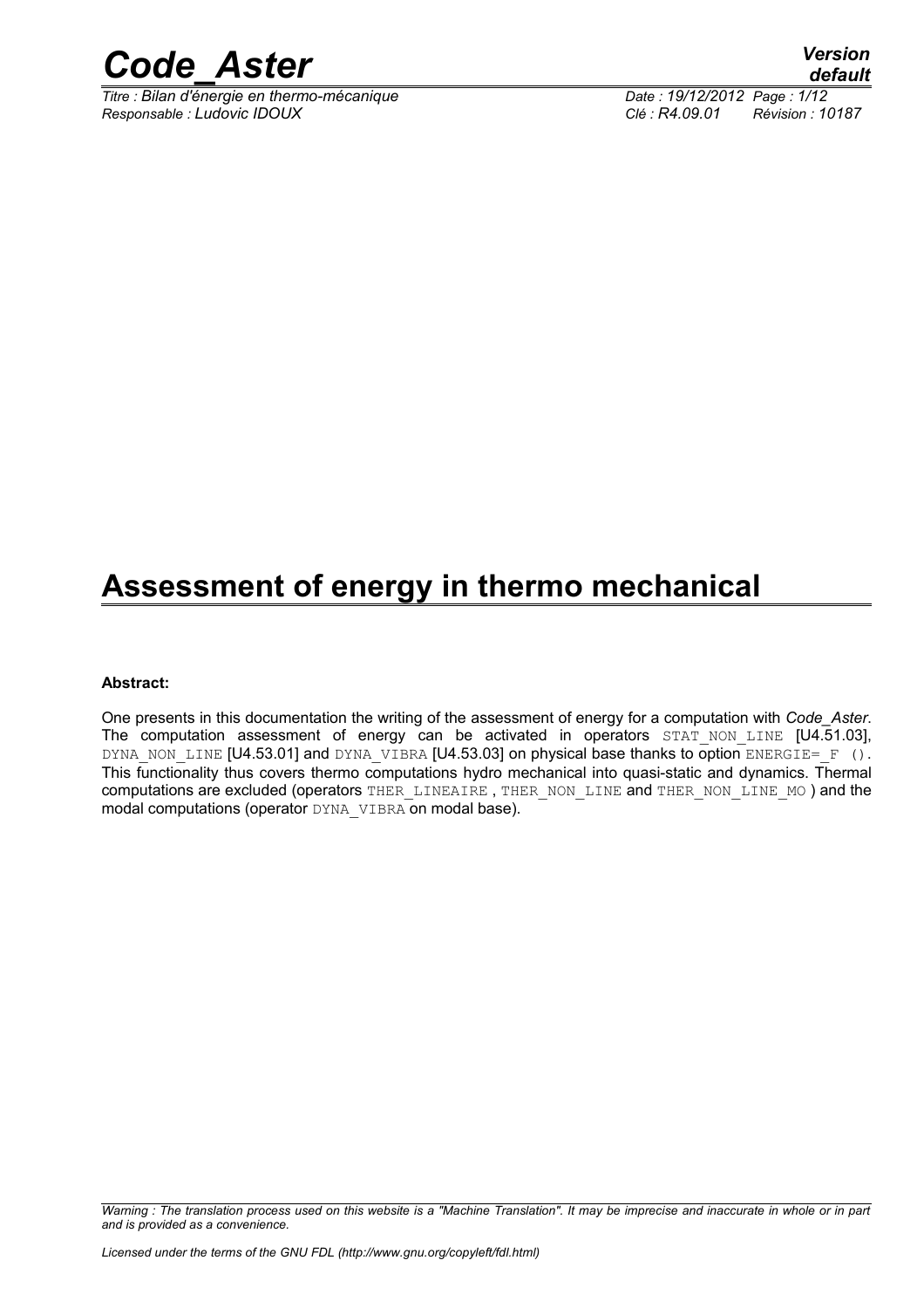# Assessment of energy in thermo mechanical

**Abstract:**

One presents in this documentation the writing of the assessment of energy for a computation with *Code_Aster*. The computation assessment of energy can be activated in operators STAT_NON_LINE [U4.51.03], DYNA_NON_LINE [U4.53.01] and DYNA_VIBRA [U4.53.03] on physical base thanks to option ENERGIE=_F (). This functionality thus covers thermo computations hydro mechanical into quasi-static and dynamics. Thermal computations are excluded (operators THER_LINEAIRE , THER_NON_LINE and THER_NON_LINE_MO ) and the modal computations (operator DYNA_VIBRA on modal base).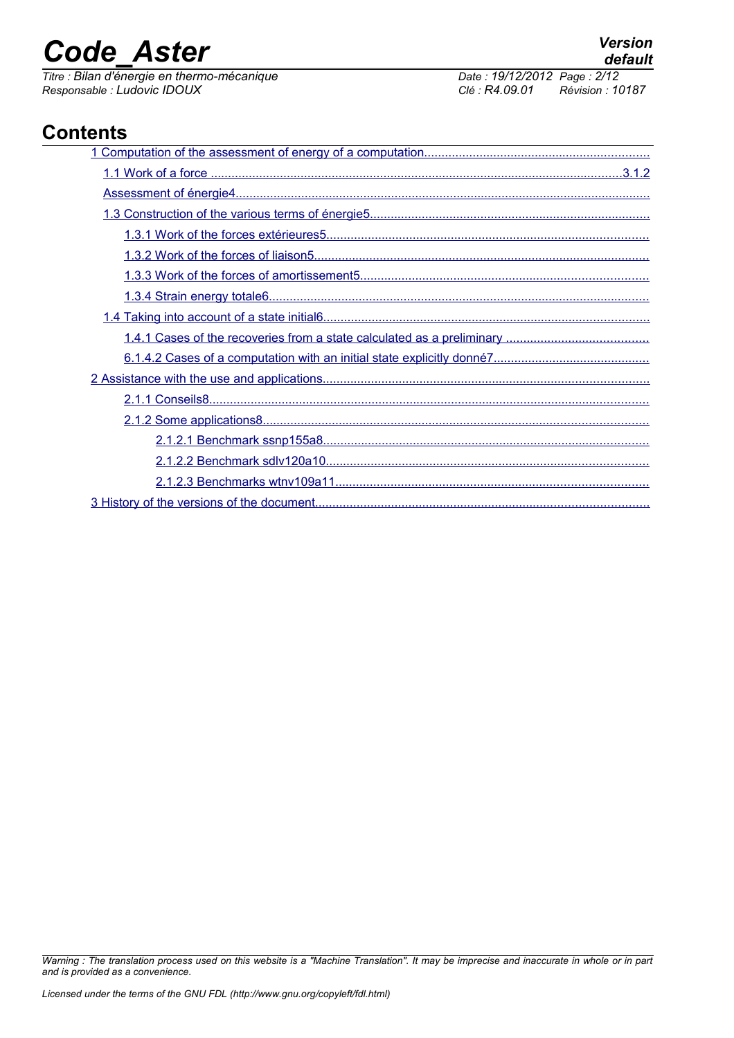## Contents

1 Computation of the assessment of energy of a computation

- 1.1 Work of a force ....3.1.2
- Assessment of énergie4
- 1.3 Construction of the various terms of énergie5
  - 1.3.1 Work of the forces extérieures5
  - 1.3.2 Work of the forces of liaison5
  - 1.3.3 Work of the forces of amortissement5
  - 1.3.4 Strain energy totale6
- 1.4 Taking into account of a state initial6
  - 1.4.1 Cases of the recoveries from a state calculated as a preliminary
  - 6.1.4.2 Cases of a computation with an initial state explicitly donné7

2 Assistance with the use and applications

- 2.1.1 Conseils8
- 2.1.2 Some applications8
  - 2.1.2.1 Benchmark ssnp155a8
  - 2.1.2.2 Benchmark sdlv120a10
  - 2.1.2.3 Benchmarks wtnv109a11

3 History of the versions of the document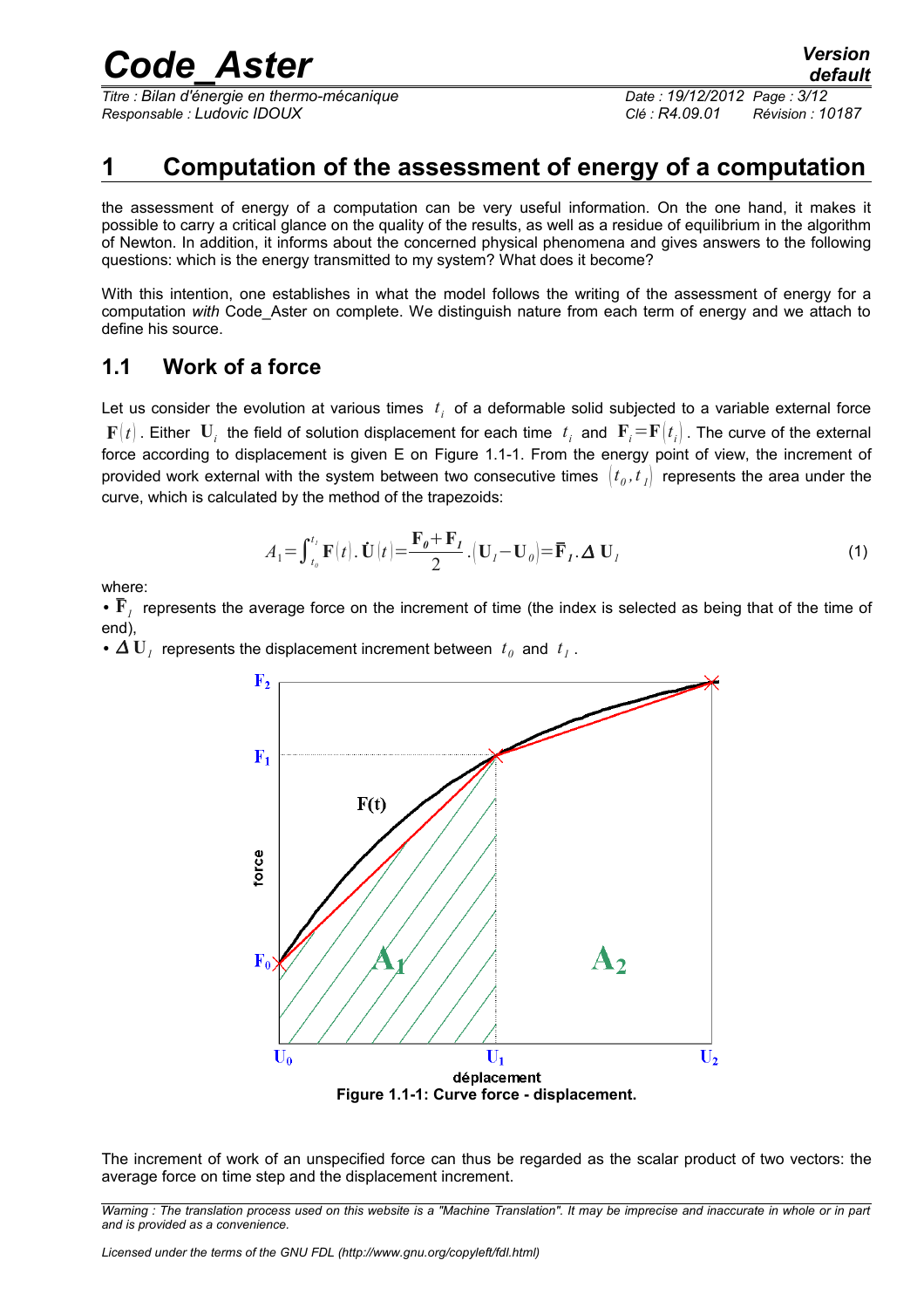# 1 Computation of the assessment of energy of a computation

the assessment of energy of a computation can be very useful information. On the one hand, it makes it possible to carry a critical glance on the quality of the results, as well as a residue of equilibrium in the algorithm of Newton. In addition, it informs about the concerned physical phenomena and gives answers to the following questions: which is the energy transmitted to my system? What does it become?

With this intention, one establishes in what the model follows the writing of the assessment of energy for a computation *with* Code_Aster on complete. We distinguish nature from each term of energy and we attach to define his source.

## 1.1 Work of a force

Let us consider the evolution at various times $t_i$ of a deformable solid subjected to a variable external force $\mathbf{F}(t)$. Either $\mathbf{U}_i$ the field of solution displacement for each time $t_i$ and $\mathbf{F}_i = \mathbf{F}(t_i)$. The curve of the external force according to displacement is given E on Figure 1.1-1. From the energy point of view, the increment of provided work external with the system between two consecutive times $(t_0, t_1)$ represents the area under the curve, which is calculated by the method of the trapezoids:

$$A_1 = \int_{t_0}^{t_1} \mathbf{F}(t) . \dot{\mathbf{U}}(t) = \frac{\mathbf{F}_0 + \mathbf{F}_1}{2} . (\mathbf{U}_1 - \mathbf{U}_0) = \bar{\mathbf{F}}_1 . \Delta \mathbf{U}_1 \tag{1}$$

where:

- $\bar{\mathbf{F}}_1$ represents the average force on the increment of time (the index is selected as being that of the time of end),
- $\Delta \mathbf{U}_1$ represents the displacement increment between $t_0$ and $t_1$.

Figure 1.1-1: Curve force - displacement.

The increment of work of an unspecified force can thus be regarded as the scalar product of two vectors: the average force on time step and the displacement increment.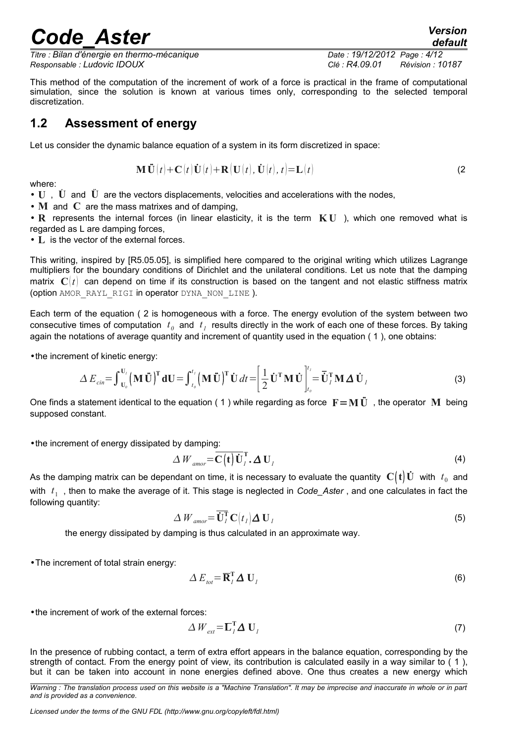This method of the computation of the increment of work of a force is practical in the frame of computational simulation, since the solution is known at various times only, corresponding to the selected temporal discretization.

## 1.2 Assessment of energy

Let us consider the dynamic balance equation of a system in its form discretized in space:

$$\mathbf{M}\ddot{\mathbf{U}}(t)+\mathbf{C}(t)\dot{\mathbf{U}}(t)+\mathbf{R}(\mathbf{U}(t),\dot{\mathbf{U}}(t),t)=\mathbf{L}(t) \quad (2$$

where:

- $\mathbf{U}$ , $\dot{\mathbf{U}}$ and $\ddot{\mathbf{U}}$ are the vectors displacements, velocities and accelerations with the nodes,
- $\mathbf{M}$ and $\mathbf{C}$ are the mass matrixes and of damping,
- $\mathbf{R}$ represents the internal forces (in linear elasticity, it is the term $\mathbf{K}\mathbf{U}$ ), which one removed what is regarded as L are damping forces,
- $\mathbf{L}$ is the vector of the external forces.

This writing, inspired by [R5.05.05], is simplified here compared to the original writing which utilizes Lagrange multipliers for the boundary conditions of Dirichlet and the unilateral conditions. Let us note that the damping matrix $\mathbf{C}(t)$ can depend on time if its construction is based on the tangent and not elastic stiffness matrix (option AMOR_RAYL_RIGI in operator DYNA_NON_LINE ).

Each term of the equation ( 2 is homogeneous with a force. The energy evolution of the system between two consecutive times of computation $t_0$ and $t_1$ results directly in the work of each one of these forces. By taking again the notations of average quantity and increment of quantity used in the equation ( 1 ), one obtains:

- the increment of kinetic energy:

$$\Delta E_{cin}=\int_{\mathbf{U}_0}^{\mathbf{U}_1}\left(\mathbf{M}\ddot{\mathbf{U}}\right)^{\mathbf{T}}\mathbf{dU}=\int_{t_0}^{t_1}\left(\mathbf{M}\ddot{\mathbf{U}}\right)^{\mathbf{T}}\dot{\mathbf{U}}\,dt=\left[\frac{1}{2}\dot{\mathbf{U}}^{\mathbf{T}}\mathbf{M}\dot{\mathbf{U}}\right]_{t_0}^{t_1}=\overline{\ddot{\mathbf{U}}}_1^{\mathbf{T}}\mathbf{M}\boldsymbol{\Delta}\dot{\mathbf{U}}_1 \quad (3)$$

One finds a statement identical to the equation ( 1 ) while regarding as force $\mathbf{F}=\mathbf{M}\ddot{\mathbf{U}}$ , the operator $\mathbf{M}$ being supposed constant.

- the increment of energy dissipated by damping:

$$\Delta W_{amor}=\overline{\mathbf{C}(\mathbf{t})\dot{\mathbf{U}}_1^{\mathbf{T}}}\boldsymbol{.}\boldsymbol{\Delta}\mathbf{U}_1 \quad (4)$$

As the damping matrix can be dependant on time, it is necessary to evaluate the quantity $\mathbf{C}(\mathbf{t})\dot{\mathbf{U}}$ with $t_0$ and with $t_1$ , then to make the average of it. This stage is neglected in *Code_Aster* , and one calculates in fact the following quantity:

$$\Delta W_{amor}=\overline{\dot{\mathbf{U}}_1^{\mathbf{T}}}\mathbf{C}(t_1)\boldsymbol{\Delta}\mathbf{U}_1 \quad (5)$$

the energy dissipated by damping is thus calculated in an approximate way.

- The increment of total strain energy:

$$\Delta E_{tot}=\overline{\mathbf{R}}_1^{\mathbf{T}}\boldsymbol{\Delta}\mathbf{U}_1 \quad (6)$$

- the increment of work of the external forces:

$$\Delta W_{ext}=\overline{\mathbf{L}}_1^{\mathbf{T}}\boldsymbol{\Delta}\mathbf{U}_1 \quad (7)$$

In the presence of rubbing contact, a term of extra effort appears in the balance equation, corresponding by the strength of contact. From the energy point of view, its contribution is calculated easily in a way similar to ( 1 ), but it can be taken into account in none energies defined above. One thus creates a new energy which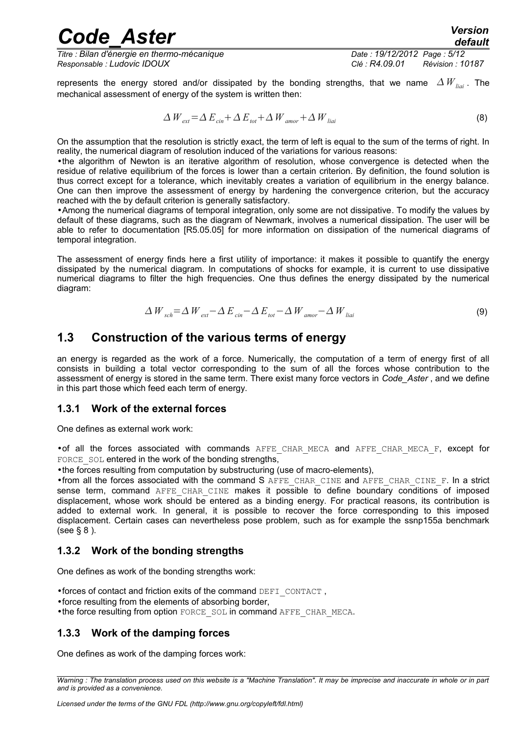represents the energy stored and/or dissipated by the bonding strengths, that we name $\Delta W_{liai}$. The mechanical assessment of energy of the system is written then:

$$\Delta W_{ext} = \Delta E_{cin} + \Delta E_{tot} + \Delta W_{amor} + \Delta W_{liai} \tag{8}$$

On the assumption that the resolution is strictly exact, the term of left is equal to the sum of the terms of right. In reality, the numerical diagram of resolution induced of the variations for various reasons:

- the algorithm of Newton is an iterative algorithm of resolution, whose convergence is detected when the residue of relative equilibrium of the forces is lower than a certain criterion. By definition, the found solution is thus correct except for a tolerance, which inevitably creates a variation of equilibrium in the energy balance. One can then improve the assessment of energy by hardening the convergence criterion, but the accuracy reached with the by default criterion is generally satisfactory.
- Among the numerical diagrams of temporal integration, only some are not dissipative. To modify the values by default of these diagrams, such as the diagram of Newmark, involves a numerical dissipation. The user will be able to refer to documentation [R5.05.05] for more information on dissipation of the numerical diagrams of temporal integration.

The assessment of energy finds here a first utility of importance: it makes it possible to quantify the energy dissipated by the numerical diagram. In computations of shocks for example, it is current to use dissipative numerical diagrams to filter the high frequencies. One thus defines the energy dissipated by the numerical diagram:

$$\Delta W_{sch} = \Delta W_{ext} - \Delta E_{cin} - \Delta E_{tot} - \Delta W_{amor} - \Delta W_{liai} \tag{9}$$

## 1.3 Construction of the various terms of energy

an energy is regarded as the work of a force. Numerically, the computation of a term of energy first of all consists in building a total vector corresponding to the sum of all the forces whose contribution to the assessment of energy is stored in the same term. There exist many force vectors in *Code_Aster* , and we define in this part those which feed each term of energy.

### 1.3.1 Work of the external forces

One defines as external work work:

- of all the forces associated with commands `AFFE_CHAR_MECA` and `AFFE_CHAR_MECA_F`, except for `FORCE_SOL` entered in the work of the bonding strengths,
- the forces resulting from computation by substructuring (use of macro-elements),
- from all the forces associated with the command S `AFFE_CHAR_CINE` and `AFFE_CHAR_CINE_F`. In a strict sense term, command `AFFE_CHAR_CINE` makes it possible to define boundary conditions of imposed displacement, whose work should be entered as a binding energy. For practical reasons, its contribution is added to external work. In general, it is possible to recover the force corresponding to this imposed displacement. Certain cases can nevertheless pose problem, such as for example the ssnp155a benchmark (see § 8 ).

### 1.3.2 Work of the bonding strengths

One defines as work of the bonding strengths work:

- forces of contact and friction exits of the command `DEFI_CONTACT` ,
- force resulting from the elements of absorbing border,
- the force resulting from option `FORCE_SOL` in command `AFFE_CHAR_MECA`.

### 1.3.3 Work of the damping forces

One defines as work of the damping forces work: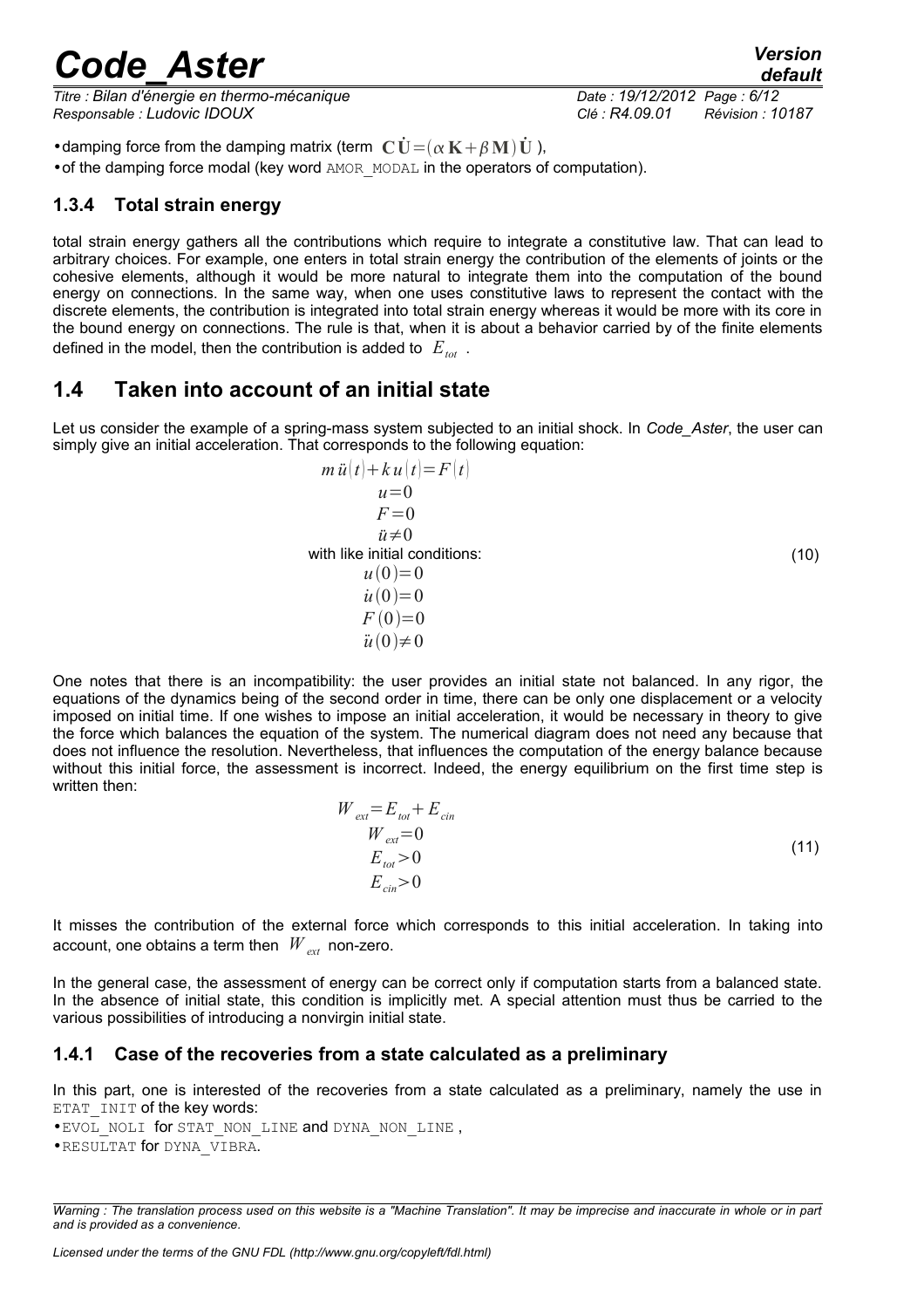- damping force from the damping matrix (term $\mathbf{C}\dot{\mathbf{U}}=(\alpha\,\mathbf{K}+\beta\,\mathbf{M})\dot{\mathbf{U}}$ ),
- of the damping force modal (key word AMOR_MODAL in the operators of computation).

### 1.3.4 Total strain energy

total strain energy gathers all the contributions which require to integrate a constitutive law. That can lead to arbitrary choices. For example, one enters in total strain energy the contribution of the elements of joints or the cohesive elements, although it would be more natural to integrate them into the computation of the bound energy on connections. In the same way, when one uses constitutive laws to represent the contact with the discrete elements, the contribution is integrated into total strain energy whereas it would be more with its core in the bound energy on connections. The rule is that, when it is about a behavior carried by of the finite elements defined in the model, then the contribution is added to $E_{tot}$ .

## 1.4 Taken into account of an initial state

Let us consider the example of a spring-mass system subjected to an initial shock. In *Code_Aster*, the user can simply give an initial acceleration. That corresponds to the following equation:

$$
\begin{array}{c}
m\,\ddot{u}(t)+k\,u(t)=F(t)\\
u=0\\
F=0\\
\ddot{u}\neq 0\\
\text{with like initial conditions:}\\
u(0)=0\\
\dot{u}(0)=0\\
F(0)=0\\
\ddot{u}(0)\neq 0
\end{array}
\qquad (10)
$$

One notes that there is an incompatibility: the user provides an initial state not balanced. In any rigor, the equations of the dynamics being of the second order in time, there can be only one displacement or a velocity imposed on initial time. If one wishes to impose an initial acceleration, it would be necessary in theory to give the force which balances the equation of the system. The numerical diagram does not need any because that does not influence the resolution. Nevertheless, that influences the computation of the energy balance because without this initial force, the assessment is incorrect. Indeed, the energy equilibrium on the first time step is written then:

$$
\begin{array}{c}
W_{ext}=E_{tot}+E_{cin}\\
W_{ext}=0\\
E_{tot}>0\\
E_{cin}>0
\end{array}
\qquad (11)
$$

It misses the contribution of the external force which corresponds to this initial acceleration. In taking into account, one obtains a term then $W_{ext}$ non-zero.

In the general case, the assessment of energy can be correct only if computation starts from a balanced state. In the absence of initial state, this condition is implicitly met. A special attention must thus be carried to the various possibilities of introducing a nonvirgin initial state.

### 1.4.1 Case of the recoveries from a state calculated as a preliminary

In this part, one is interested of the recoveries from a state calculated as a preliminary, namely the use in ETAT_INIT of the key words:

- EVOL_NOLI for STAT_NON_LINE and DYNA_NON_LINE ,
- RESULTAT for DYNA_VIBRA.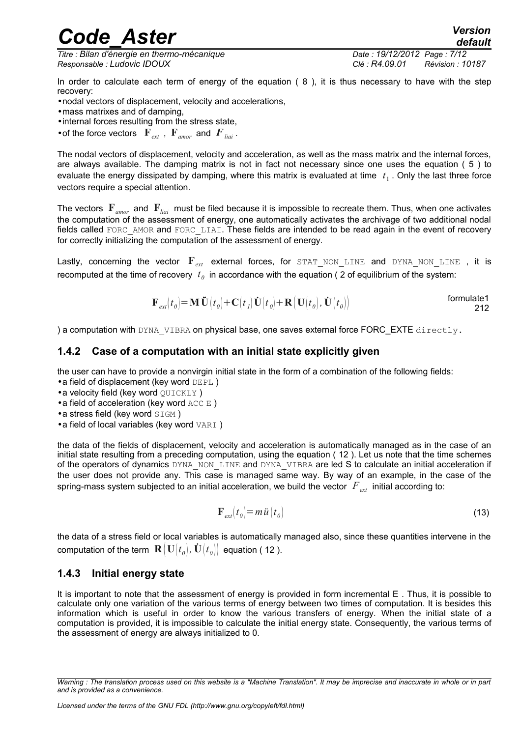In order to calculate each term of energy of the equation ( 8 ), it is thus necessary to have with the step recovery:

- nodal vectors of displacement, velocity and accelerations,
- mass matrixes and of damping,
- internal forces resulting from the stress state,
- of the force vectors $\mathbf{F}_{ext}$ , $\mathbf{F}_{amor}$ and $\boldsymbol{F}_{liai}$ .

The nodal vectors of displacement, velocity and acceleration, as well as the mass matrix and the internal forces, are always available. The damping matrix is not in fact not necessary since one uses the equation ( 5 ) to evaluate the energy dissipated by damping, where this matrix is evaluated at time $t_1$ . Only the last three force vectors require a special attention.

The vectors $\mathbf{F}_{amor}$ and $\mathbf{F}_{liai}$ must be filed because it is impossible to recreate them. Thus, when one activates the computation of the assessment of energy, one automatically activates the archivage of two additional nodal fields called FORC_AMOR and FORC_LIAI. These fields are intended to be read again in the event of recovery for correctly initializing the computation of the assessment of energy.

Lastly, concerning the vector $\mathbf{F}_{ext}$ external forces, for STAT_NON_LINE and DYNA_NON_LINE , it is recomputed at the time of recovery $t_0$ in accordance with the equation ( 2 of equilibrium of the system:

$$\mathbf{F}_{ext}(t_0)=\mathbf{M}\ddot{\mathbf{U}}(t_0)+\mathbf{C}(t_1)\dot{\mathbf{U}}(t_0)+\mathbf{R}\left(\mathbf{U}(t_0),\dot{\mathbf{U}}(t_0)\right)$$ formulate1 212

) a computation with DYNA_VIBRA on physical base, one saves external force FORC_EXTE directly.

### 1.4.2 Case of a computation with an initial state explicitly given

the user can have to provide a nonvirgin initial state in the form of a combination of the following fields:

- a field of displacement (key word DEPL )
- a velocity field (key word QUICKLY )
- a field of acceleration (key word ACC E )
- a stress field (key word SIGM )
- a field of local variables (key word VARI )

the data of the fields of displacement, velocity and acceleration is automatically managed as in the case of an initial state resulting from a preceding computation, using the equation ( 12 ). Let us note that the time schemes of the operators of dynamics DYNA_NON_LINE and DYNA_VIBRA are led S to calculate an initial acceleration if the user does not provide any. This case is managed same way. By way of an example, in the case of the spring-mass system subjected to an initial acceleration, we build the vector $F_{ext}$ initial according to:

$$\mathbf{F}_{ext}(t_0)=m\ddot{u}(t_0) \tag{13}$$

the data of a stress field or local variables is automatically managed also, since these quantities intervene in the computation of the term $\mathbf{R}\left(\mathbf{U}(t_0),\dot{\mathbf{U}}(t_0)\right)$ equation ( 12 ).

### 1.4.3 Initial energy state

It is important to note that the assessment of energy is provided in form incremental E . Thus, it is possible to calculate only one variation of the various terms of energy between two times of computation. It is besides this information which is useful in order to know the various transfers of energy. When the initial state of a computation is provided, it is impossible to calculate the initial energy state. Consequently, the various terms of the assessment of energy are always initialized to 0.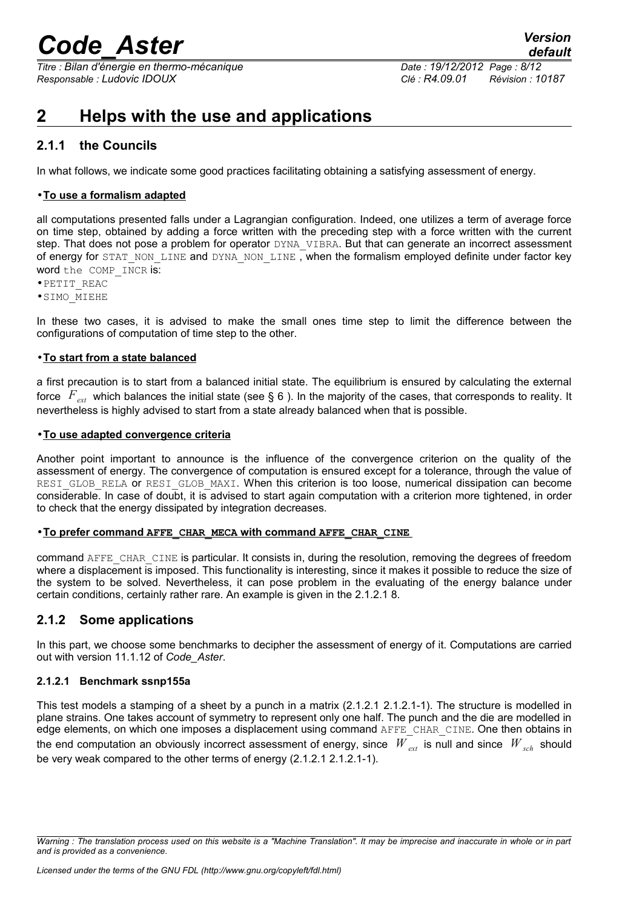# 2 Helps with the use and applications

## 2.1.1 the Councils

In what follows, we indicate some good practices facilitating obtaining a satisfying assessment of energy.

- **To use a formalism adapted**

all computations presented falls under a Lagrangian configuration. Indeed, one utilizes a term of average force on time step, obtained by adding a force written with the preceding step with a force written with the current step. That does not pose a problem for operator DYNA_VIBRA. But that can generate an incorrect assessment of energy for STAT_NON_LINE and DYNA_NON_LINE , when the formalism employed definite under factor key word the COMP_INCR is:

- PETIT_REAC
- SIMO_MIEHE

In these two cases, it is advised to make the small ones time step to limit the difference between the configurations of computation of time step to the other.

- **To start from a state balanced**

a first precaution is to start from a balanced initial state. The equilibrium is ensured by calculating the external force $F_{ext}$ which balances the initial state (see § 6 ). In the majority of the cases, that corresponds to reality. It nevertheless is highly advised to start from a state already balanced when that is possible.

- **To use adapted convergence criteria**

Another point important to announce is the influence of the convergence criterion on the quality of the assessment of energy. The convergence of computation is ensured except for a tolerance, through the value of RESI_GLOB_RELA or RESI_GLOB_MAXI. When this criterion is too loose, numerical dissipation can become considerable. In case of doubt, it is advised to start again computation with a criterion more tightened, in order to check that the energy dissipated by integration decreases.

- **To prefer command AFFE_CHAR_MECA with command AFFE_CHAR_CINE**

command AFFE_CHAR_CINE is particular. It consists in, during the resolution, removing the degrees of freedom where a displacement is imposed. This functionality is interesting, since it makes it possible to reduce the size of the system to be solved. Nevertheless, it can pose problem in the evaluating of the energy balance under certain conditions, certainly rather rare. An example is given in the 2.1.2.1 8.

## 2.1.2 Some applications

In this part, we choose some benchmarks to decipher the assessment of energy of it. Computations are carried out with version 11.1.12 of *Code_Aster*.

### 2.1.2.1 Benchmark ssnp155a

This test models a stamping of a sheet by a punch in a matrix (2.1.2.1 2.1.2.1-1). The structure is modelled in plane strains. One takes account of symmetry to represent only one half. The punch and the die are modelled in edge elements, on which one imposes a displacement using command AFFE_CHAR_CINE. One then obtains in the end computation an obviously incorrect assessment of energy, since $W_{ext}$ is null and since $W_{sch}$ should be very weak compared to the other terms of energy (2.1.2.1 2.1.2.1-1).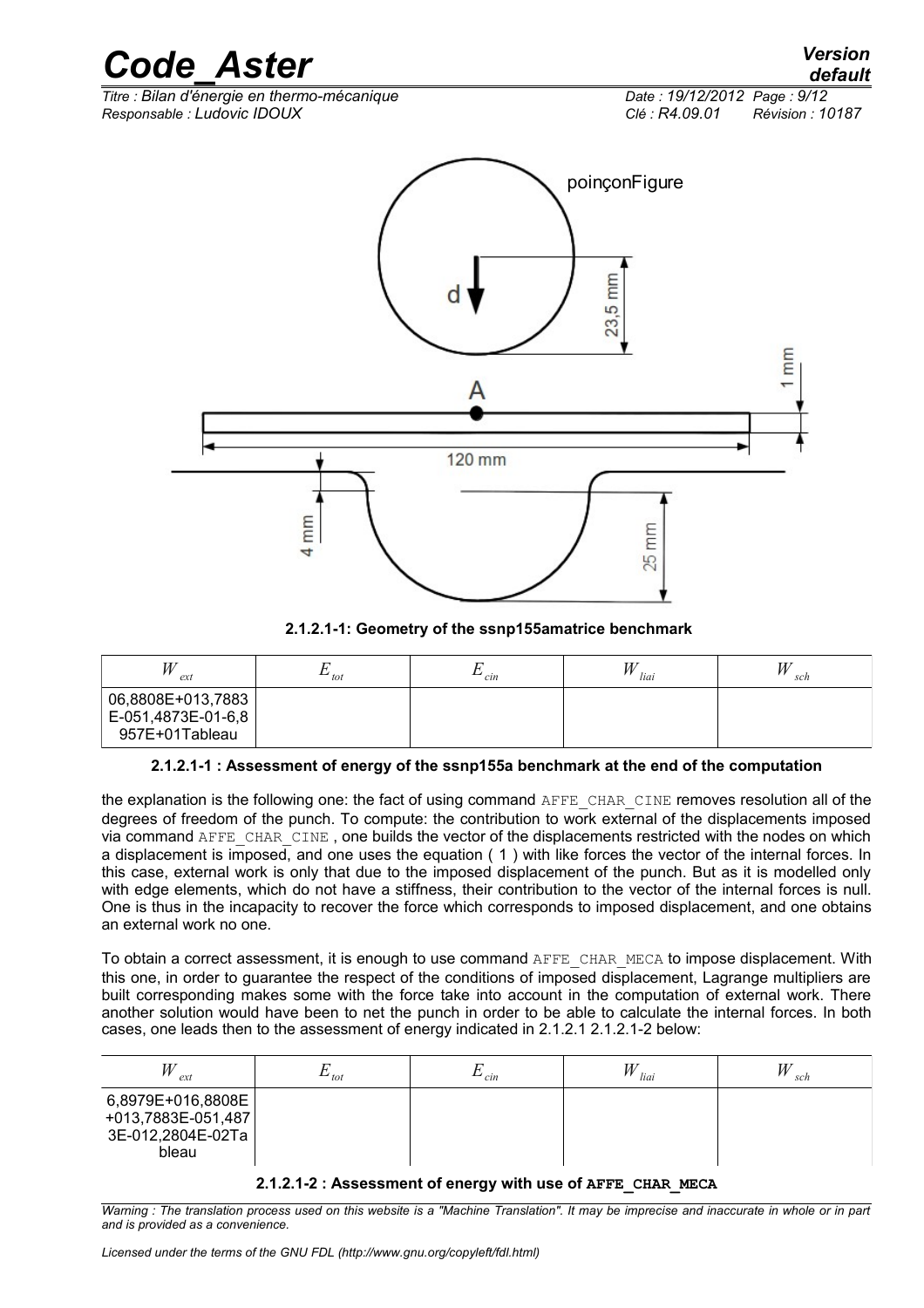poinçonFigure

**2.1.2.1-1: Geometry of the ssnp155amatrice benchmark**

| $W_{ext}$ | $E_{tot}$ | $E_{cin}$ | $W_{liai}$ | $W_{sch}$ |
|---|---|---|---|---|
| 06,8808E+013,7883 E-051,4873E-01-6,8 957E+01Tableau | | | | |

**2.1.2.1-1 : Assessment of energy of the ssnp155a benchmark at the end of the computation**

the explanation is the following one: the fact of using command `AFFE_CHAR_CINE` removes resolution all of the degrees of freedom of the punch. To compute: the contribution to work external of the displacements imposed via command `AFFE_CHAR_CINE` , one builds the vector of the displacements restricted with the nodes on which a displacement is imposed, and one uses the equation ( 1 ) with like forces the vector of the internal forces. In this case, external work is only that due to the imposed displacement of the punch. But as it is modelled only with edge elements, which do not have a stiffness, their contribution to the vector of the internal forces is null. One is thus in the incapacity to recover the force which corresponds to imposed displacement, and one obtains an external work no one.

To obtain a correct assessment, it is enough to use command `AFFE_CHAR_MECA` to impose displacement. With this one, in order to guarantee the respect of the conditions of imposed displacement, Lagrange multipliers are built corresponding makes some with the force take into account in the computation of external work. There another solution would have been to net the punch in order to be able to calculate the internal forces. In both cases, one leads then to the assessment of energy indicated in 2.1.2.1 2.1.2.1-2 below:

| $W_{ext}$ | $E_{tot}$ | $E_{cin}$ | $W_{liai}$ | $W_{sch}$ |
|---|---|---|---|---|
| 6,8979E+016,8808E +013,7883E-051,487 3E-012,2804E-02Ta bleau | | | | |

**2.1.2.1-2 : Assessment of energy with use of `AFFE_CHAR_MECA`**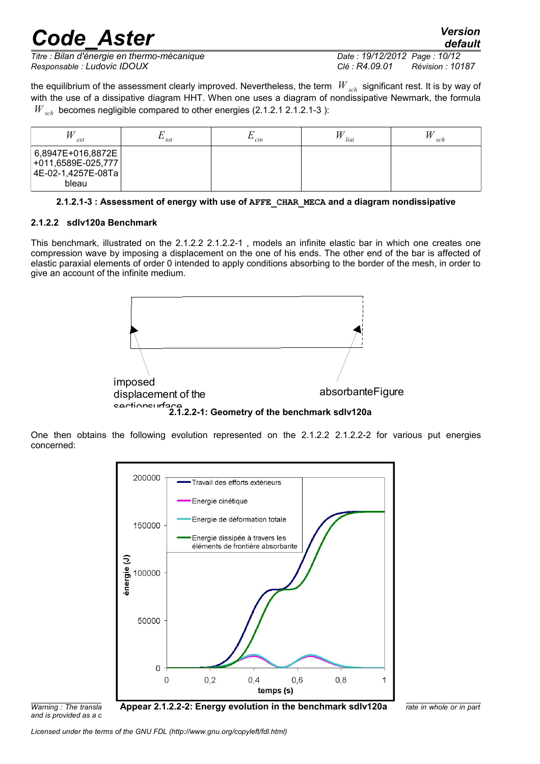the equilibrium of the assessment clearly improved. Nevertheless, the term $W_{sch}$ significant rest. It is by way of with the use of a dissipative diagram HHT. When one uses a diagram of nondissipative Newmark, the formula $W_{sch}$ becomes negligible compared to other energies (2.1.2.1 2.1.2.1-3 ):

| $W_{ext}$ | $E_{tot}$ | $E_{cin}$ | $W_{liai}$ | $W_{sch}$ |
|---|---|---|---|---|
| 6,8947E+016,8872E +011,6589E-025,777 4E-02-1,4257E-08Ta bleau | | | | |

**2.1.2.1-3 : Assessment of energy with use of `AFFE_CHAR_MECA` and a diagram nondissipative**

### 2.1.2.2 sdlv120a Benchmark

This benchmark, illustrated on the 2.1.2.2 2.1.2.2-1 , models an infinite elastic bar in which one creates one compression wave by imposing a displacement on the one of his ends. The other end of the bar is affected of elastic paraxial elements of order 0 intended to apply conditions absorbing to the border of the mesh, in order to give an account of the infinite medium.

imposed displacement of the sectionsurface

absorbanteFigure

**2.1.2.2-1: Geometry of the benchmark sdlv120a**

One then obtains the following evolution represented on the 2.1.2.2 2.1.2.2-2 for various put energies concerned:

**Appear 2.1.2.2-2: Energy evolution in the benchmark sdlv120a**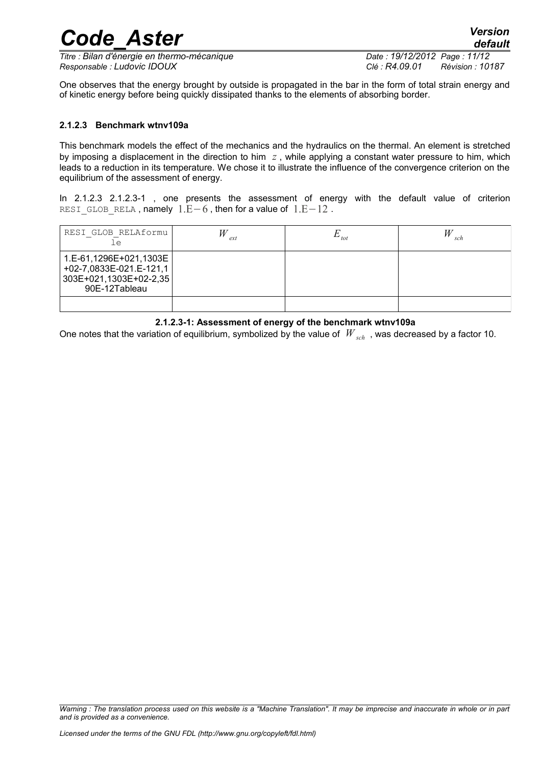One observes that the energy brought by outside is propagated in the bar in the form of total strain energy and of kinetic energy before being quickly dissipated thanks to the elements of absorbing border.

#### 2.1.2.3 Benchmark wtnv109a

This benchmark models the effect of the mechanics and the hydraulics on the thermal. An element is stretched by imposing a displacement in the direction to him $z$, while applying a constant water pressure to him, which leads to a reduction in its temperature. We chose it to illustrate the influence of the convergence criterion on the equilibrium of the assessment of energy.

In 2.1.2.3 2.1.2.3-1 , one presents the assessment of energy with the default value of criterion RESI_GLOB_RELA, namely $1.E-6$, then for a value of $1.E-12$.

| RESI_GLOB_RELAformule | $W_{ext}$ | $E_{tot}$ | $W_{sch}$ |
|---|---|---|---|
| 1.E-61,1296E+021,1303E+02-7,0833E-021.E-121,1303E+021,1303E+02-2,3590E-12Tableau | | | |
| | | | |

**2.1.2.3-1: Assessment of energy of the benchmark wtnv109a**

One notes that the variation of equilibrium, symbolized by the value of $W_{sch}$, was decreased by a factor 10.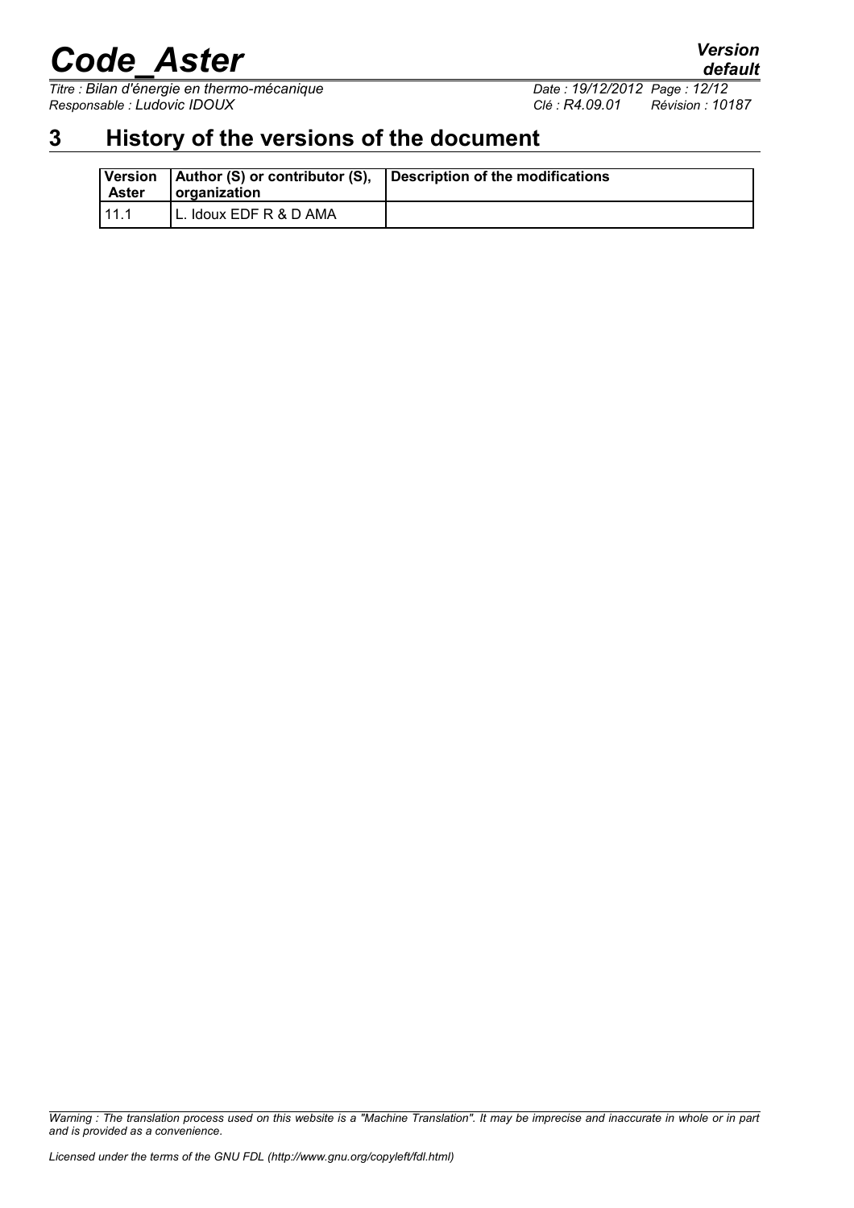## 3 History of the versions of the document

| Version Aster | Author (S) or contributor (S), organization | Description of the modifications |
| --- | --- | --- |
| 11.1 | L. Idoux EDF R & D AMA | |